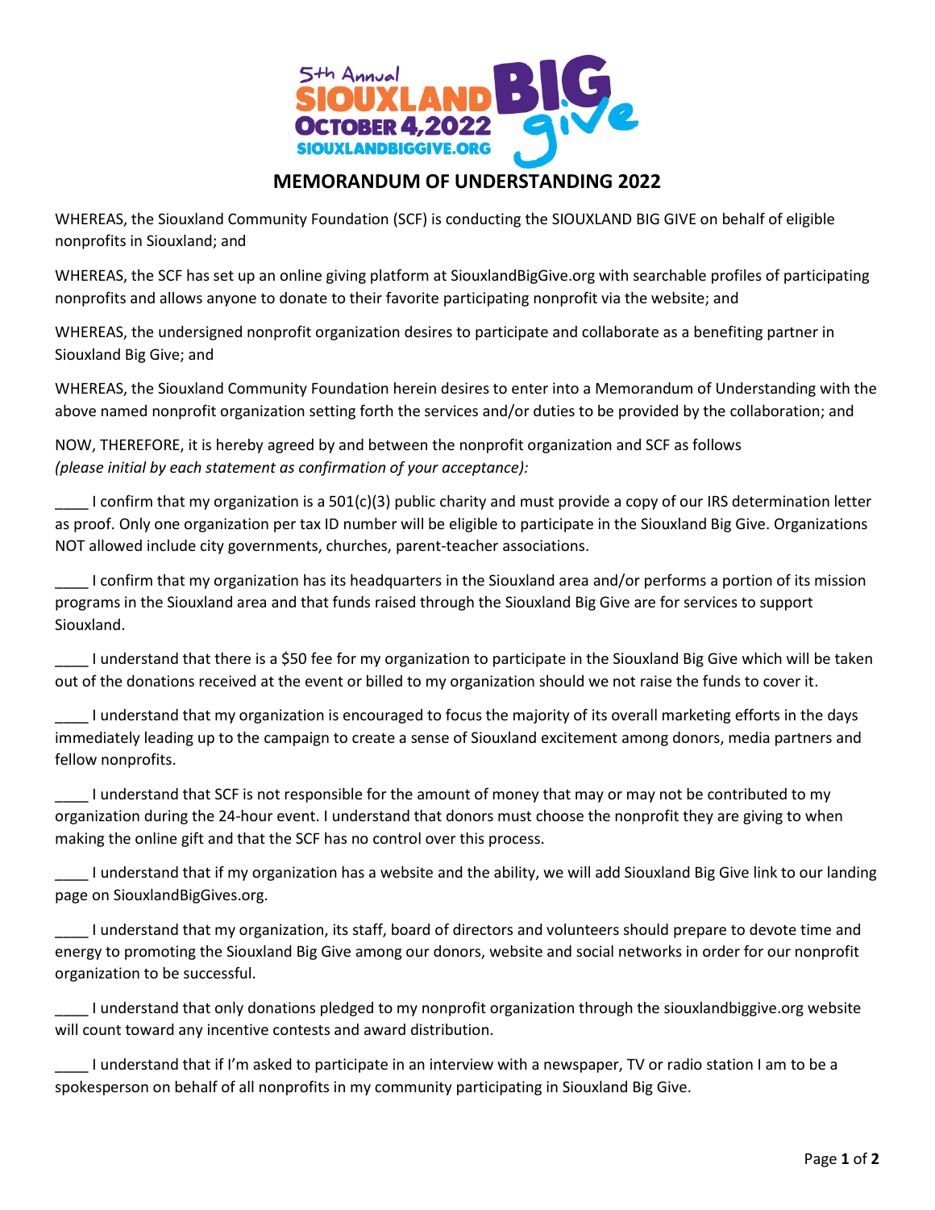5th Annual SIOUXLAND BIG give
OCTOBER 4, 2022
SIOUXLANDBIGGIVE.ORG

# MEMORANDUM OF UNDERSTANDING 2022

WHEREAS, the Siouxland Community Foundation (SCF) is conducting the SIOUXLAND BIG GIVE on behalf of eligible nonprofits in Siouxland; and

WHEREAS, the SCF has set up an online giving platform at SiouxlandBigGive.org with searchable profiles of participating nonprofits and allows anyone to donate to their favorite participating nonprofit via the website; and

WHEREAS, the undersigned nonprofit organization desires to participate and collaborate as a benefiting partner in Siouxland Big Give; and

WHEREAS, the Siouxland Community Foundation herein desires to enter into a Memorandum of Understanding with the above named nonprofit organization setting forth the services and/or duties to be provided by the collaboration; and

NOW, THEREFORE, it is hereby agreed by and between the nonprofit organization and SCF as follows
*(please initial by each statement as confirmation of your acceptance):*

____ I confirm that my organization is a 501(c)(3) public charity and must provide a copy of our IRS determination letter as proof. Only one organization per tax ID number will be eligible to participate in the Siouxland Big Give. Organizations NOT allowed include city governments, churches, parent-teacher associations.

____ I confirm that my organization has its headquarters in the Siouxland area and/or performs a portion of its mission programs in the Siouxland area and that funds raised through the Siouxland Big Give are for services to support Siouxland.

____ I understand that there is a $50 fee for my organization to participate in the Siouxland Big Give which will be taken out of the donations received at the event or billed to my organization should we not raise the funds to cover it.

____ I understand that my organization is encouraged to focus the majority of its overall marketing efforts in the days immediately leading up to the campaign to create a sense of Siouxland excitement among donors, media partners and fellow nonprofits.

____ I understand that SCF is not responsible for the amount of money that may or may not be contributed to my organization during the 24-hour event. I understand that donors must choose the nonprofit they are giving to when making the online gift and that the SCF has no control over this process.

____ I understand that if my organization has a website and the ability, we will add Siouxland Big Give link to our landing page on SiouxlandBigGives.org.

____ I understand that my organization, its staff, board of directors and volunteers should prepare to devote time and energy to promoting the Siouxland Big Give among our donors, website and social networks in order for our nonprofit organization to be successful.

____ I understand that only donations pledged to my nonprofit organization through the siouxlandbiggive.org website will count toward any incentive contests and award distribution.

____ I understand that if I'm asked to participate in an interview with a newspaper, TV or radio station I am to be a spokesperson on behalf of all nonprofits in my community participating in Siouxland Big Give.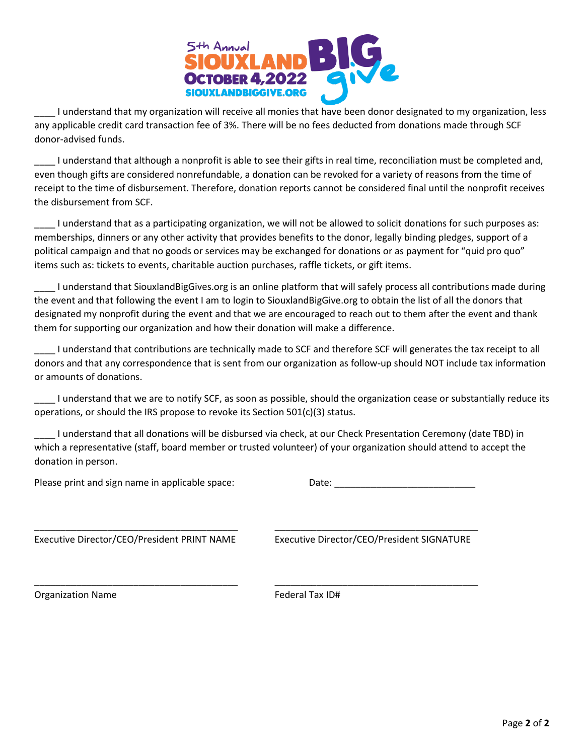5th Annual SIOUXLAND BIG give
OCTOBER 4, 2022
SIOUXLANDBIGGIVE.ORG

____ I understand that my organization will receive all monies that have been donor designated to my organization, less any applicable credit card transaction fee of 3%. There will be no fees deducted from donations made through SCF donor-advised funds.

____ I understand that although a nonprofit is able to see their gifts in real time, reconciliation must be completed and, even though gifts are considered nonrefundable, a donation can be revoked for a variety of reasons from the time of receipt to the time of disbursement. Therefore, donation reports cannot be considered final until the nonprofit receives the disbursement from SCF.

____ I understand that as a participating organization, we will not be allowed to solicit donations for such purposes as: memberships, dinners or any other activity that provides benefits to the donor, legally binding pledges, support of a political campaign and that no goods or services may be exchanged for donations or as payment for "quid pro quo" items such as: tickets to events, charitable auction purchases, raffle tickets, or gift items.

____ I understand that SiouxlandBigGives.org is an online platform that will safely process all contributions made during the event and that following the event I am to login to SiouxlandBigGive.org to obtain the list of all the donors that designated my nonprofit during the event and that we are encouraged to reach out to them after the event and thank them for supporting our organization and how their donation will make a difference.

____ I understand that contributions are technically made to SCF and therefore SCF will generates the tax receipt to all donors and that any correspondence that is sent from our organization as follow-up should NOT include tax information or amounts of donations.

____ I understand that we are to notify SCF, as soon as possible, should the organization cease or substantially reduce its operations, or should the IRS propose to revoke its Section 501(c)(3) status.

____ I understand that all donations will be disbursed via check, at our Check Presentation Ceremony (date TBD) in which a representative (staff, board member or trusted volunteer) of your organization should attend to accept the donation in person.

Please print and sign name in applicable space: Date: ___________________________

_______________________________________
Executive Director/CEO/President PRINT NAME

_______________________________________
Executive Director/CEO/President SIGNATURE

_______________________________________
Organization Name

_______________________________________
Federal Tax ID#